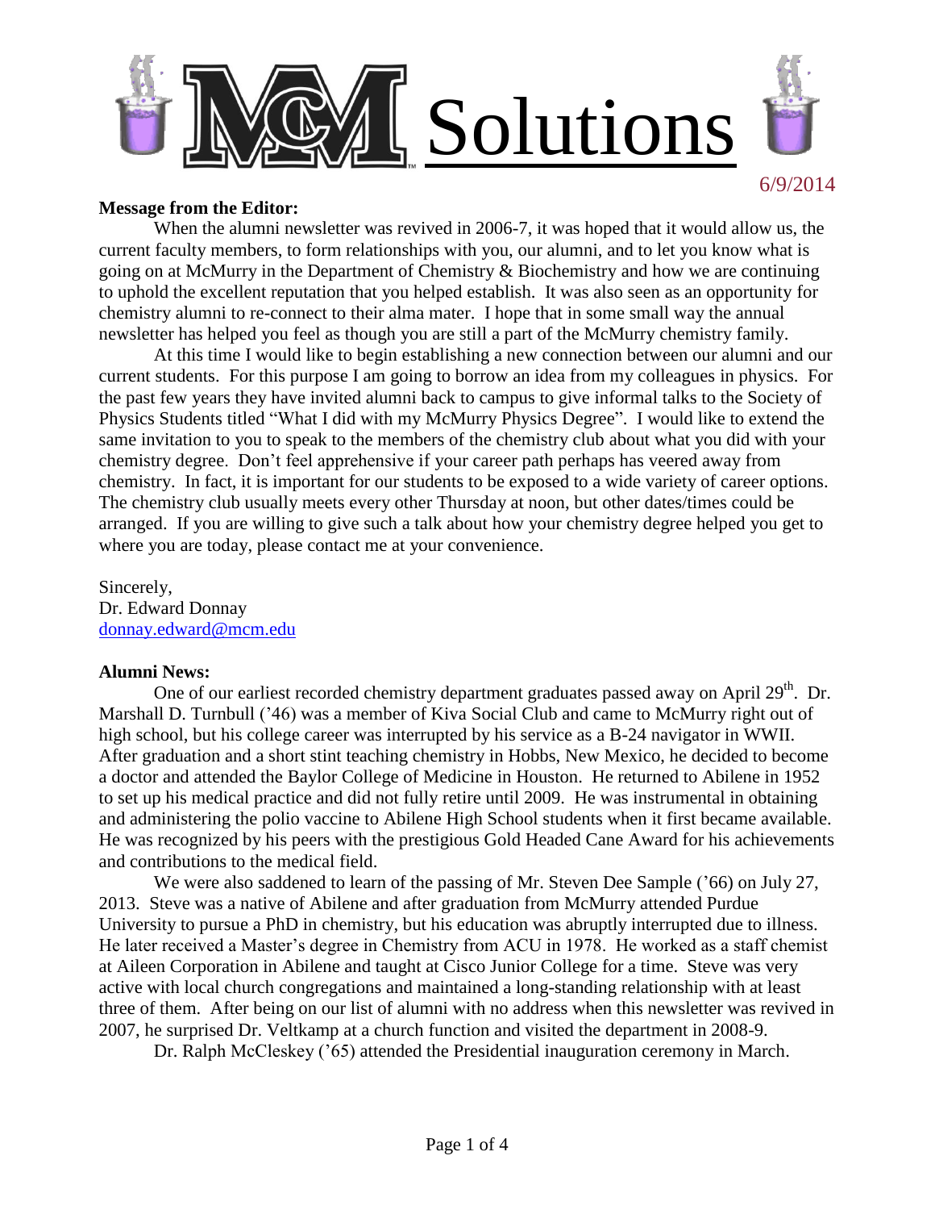# MCM Solutions

6/9/2014

**Message from the Editor:**

When the alumni newsletter was revived in 2006-7, it was hoped that it would allow us, the current faculty members, to form relationships with you, our alumni, and to let you know what is going on at McMurry in the Department of Chemistry & Biochemistry and how we are continuing to uphold the excellent reputation that you helped establish. It was also seen as an opportunity for chemistry alumni to re-connect to their alma mater. I hope that in some small way the annual newsletter has helped you feel as though you are still a part of the McMurry chemistry family.

At this time I would like to begin establishing a new connection between our alumni and our current students. For this purpose I am going to borrow an idea from my colleagues in physics. For the past few years they have invited alumni back to campus to give informal talks to the Society of Physics Students titled "What I did with my McMurry Physics Degree". I would like to extend the same invitation to you to speak to the members of the chemistry club about what you did with your chemistry degree. Don't feel apprehensive if your career path perhaps has veered away from chemistry. In fact, it is important for our students to be exposed to a wide variety of career options. The chemistry club usually meets every other Thursday at noon, but other dates/times could be arranged. If you are willing to give such a talk about how your chemistry degree helped you get to where you are today, please contact me at your convenience.

Sincerely,
Dr. Edward Donnay
donnay.edward@mcm.edu

**Alumni News:**

One of our earliest recorded chemistry department graduates passed away on April 29th. Dr. Marshall D. Turnbull ('46) was a member of Kiva Social Club and came to McMurry right out of high school, but his college career was interrupted by his service as a B-24 navigator in WWII. After graduation and a short stint teaching chemistry in Hobbs, New Mexico, he decided to become a doctor and attended the Baylor College of Medicine in Houston. He returned to Abilene in 1952 to set up his medical practice and did not fully retire until 2009. He was instrumental in obtaining and administering the polio vaccine to Abilene High School students when it first became available. He was recognized by his peers with the prestigious Gold Headed Cane Award for his achievements and contributions to the medical field.

We were also saddened to learn of the passing of Mr. Steven Dee Sample ('66) on July 27, 2013. Steve was a native of Abilene and after graduation from McMurry attended Purdue University to pursue a PhD in chemistry, but his education was abruptly interrupted due to illness. He later received a Master's degree in Chemistry from ACU in 1978. He worked as a staff chemist at Aileen Corporation in Abilene and taught at Cisco Junior College for a time. Steve was very active with local church congregations and maintained a long-standing relationship with at least three of them. After being on our list of alumni with no address when this newsletter was revived in 2007, he surprised Dr. Veltkamp at a church function and visited the department in 2008-9.

Dr. Ralph McCleskey ('65) attended the Presidential inauguration ceremony in March.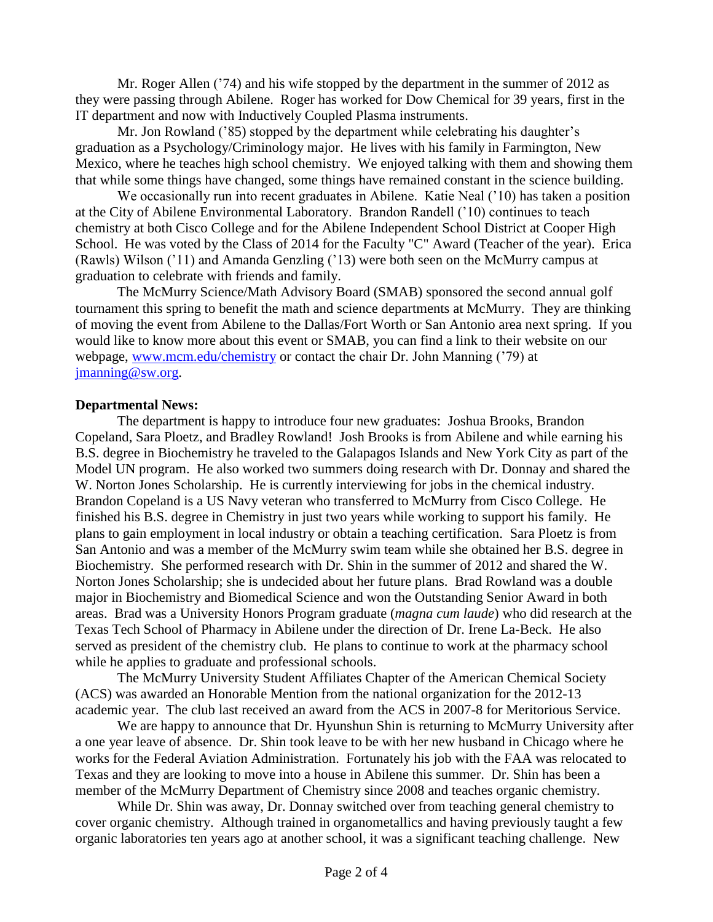Mr. Roger Allen ('74) and his wife stopped by the department in the summer of 2012 as they were passing through Abilene. Roger has worked for Dow Chemical for 39 years, first in the IT department and now with Inductively Coupled Plasma instruments.

Mr. Jon Rowland ('85) stopped by the department while celebrating his daughter's graduation as a Psychology/Criminology major. He lives with his family in Farmington, New Mexico, where he teaches high school chemistry. We enjoyed talking with them and showing them that while some things have changed, some things have remained constant in the science building.

We occasionally run into recent graduates in Abilene. Katie Neal ('10) has taken a position at the City of Abilene Environmental Laboratory. Brandon Randell ('10) continues to teach chemistry at both Cisco College and for the Abilene Independent School District at Cooper High School. He was voted by the Class of 2014 for the Faculty "C" Award (Teacher of the year). Erica (Rawls) Wilson ('11) and Amanda Genzling ('13) were both seen on the McMurry campus at graduation to celebrate with friends and family.

The McMurry Science/Math Advisory Board (SMAB) sponsored the second annual golf tournament this spring to benefit the math and science departments at McMurry. They are thinking of moving the event from Abilene to the Dallas/Fort Worth or San Antonio area next spring. If you would like to know more about this event or SMAB, you can find a link to their website on our webpage, [www.mcm.edu/chemistry](www.mcm.edu/chemistry) or contact the chair Dr. John Manning ('79) at [jmanning@sw.org](mailto:jmanning@sw.org).

**Departmental News:**

The department is happy to introduce four new graduates: Joshua Brooks, Brandon Copeland, Sara Ploetz, and Bradley Rowland! Josh Brooks is from Abilene and while earning his B.S. degree in Biochemistry he traveled to the Galapagos Islands and New York City as part of the Model UN program. He also worked two summers doing research with Dr. Donnay and shared the W. Norton Jones Scholarship. He is currently interviewing for jobs in the chemical industry. Brandon Copeland is a US Navy veteran who transferred to McMurry from Cisco College. He finished his B.S. degree in Chemistry in just two years while working to support his family. He plans to gain employment in local industry or obtain a teaching certification. Sara Ploetz is from San Antonio and was a member of the McMurry swim team while she obtained her B.S. degree in Biochemistry. She performed research with Dr. Shin in the summer of 2012 and shared the W. Norton Jones Scholarship; she is undecided about her future plans. Brad Rowland was a double major in Biochemistry and Biomedical Science and won the Outstanding Senior Award in both areas. Brad was a University Honors Program graduate (*magna cum laude*) who did research at the Texas Tech School of Pharmacy in Abilene under the direction of Dr. Irene La-Beck. He also served as president of the chemistry club. He plans to continue to work at the pharmacy school while he applies to graduate and professional schools.

The McMurry University Student Affiliates Chapter of the American Chemical Society (ACS) was awarded an Honorable Mention from the national organization for the 2012-13 academic year. The club last received an award from the ACS in 2007-8 for Meritorious Service.

We are happy to announce that Dr. Hyunshun Shin is returning to McMurry University after a one year leave of absence. Dr. Shin took leave to be with her new husband in Chicago where he works for the Federal Aviation Administration. Fortunately his job with the FAA was relocated to Texas and they are looking to move into a house in Abilene this summer. Dr. Shin has been a member of the McMurry Department of Chemistry since 2008 and teaches organic chemistry.

While Dr. Shin was away, Dr. Donnay switched over from teaching general chemistry to cover organic chemistry. Although trained in organometallics and having previously taught a few organic laboratories ten years ago at another school, it was a significant teaching challenge. New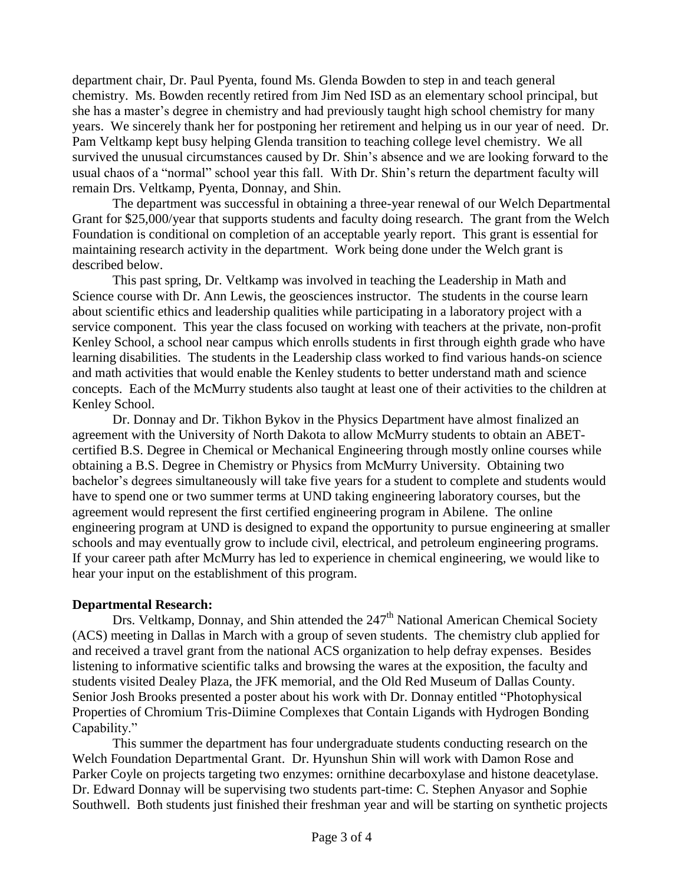department chair, Dr. Paul Pyenta, found Ms. Glenda Bowden to step in and teach general chemistry. Ms. Bowden recently retired from Jim Ned ISD as an elementary school principal, but she has a master's degree in chemistry and had previously taught high school chemistry for many years. We sincerely thank her for postponing her retirement and helping us in our year of need. Dr. Pam Veltkamp kept busy helping Glenda transition to teaching college level chemistry. We all survived the unusual circumstances caused by Dr. Shin's absence and we are looking forward to the usual chaos of a "normal" school year this fall. With Dr. Shin's return the department faculty will remain Drs. Veltkamp, Pyenta, Donnay, and Shin.

The department was successful in obtaining a three-year renewal of our Welch Departmental Grant for $25,000/year that supports students and faculty doing research. The grant from the Welch Foundation is conditional on completion of an acceptable yearly report. This grant is essential for maintaining research activity in the department. Work being done under the Welch grant is described below.

This past spring, Dr. Veltkamp was involved in teaching the Leadership in Math and Science course with Dr. Ann Lewis, the geosciences instructor. The students in the course learn about scientific ethics and leadership qualities while participating in a laboratory project with a service component. This year the class focused on working with teachers at the private, non-profit Kenley School, a school near campus which enrolls students in first through eighth grade who have learning disabilities. The students in the Leadership class worked to find various hands-on science and math activities that would enable the Kenley students to better understand math and science concepts. Each of the McMurry students also taught at least one of their activities to the children at Kenley School.

Dr. Donnay and Dr. Tikhon Bykov in the Physics Department have almost finalized an agreement with the University of North Dakota to allow McMurry students to obtain an ABET-certified B.S. Degree in Chemical or Mechanical Engineering through mostly online courses while obtaining a B.S. Degree in Chemistry or Physics from McMurry University. Obtaining two bachelor's degrees simultaneously will take five years for a student to complete and students would have to spend one or two summer terms at UND taking engineering laboratory courses, but the agreement would represent the first certified engineering program in Abilene. The online engineering program at UND is designed to expand the opportunity to pursue engineering at smaller schools and may eventually grow to include civil, electrical, and petroleum engineering programs. If your career path after McMurry has led to experience in chemical engineering, we would like to hear your input on the establishment of this program.

**Departmental Research:**

Drs. Veltkamp, Donnay, and Shin attended the 247th National American Chemical Society (ACS) meeting in Dallas in March with a group of seven students. The chemistry club applied for and received a travel grant from the national ACS organization to help defray expenses. Besides listening to informative scientific talks and browsing the wares at the exposition, the faculty and students visited Dealey Plaza, the JFK memorial, and the Old Red Museum of Dallas County. Senior Josh Brooks presented a poster about his work with Dr. Donnay entitled "Photophysical Properties of Chromium Tris-Diimine Complexes that Contain Ligands with Hydrogen Bonding Capability."

This summer the department has four undergraduate students conducting research on the Welch Foundation Departmental Grant. Dr. Hyunshun Shin will work with Damon Rose and Parker Coyle on projects targeting two enzymes: ornithine decarboxylase and histone deacetylase. Dr. Edward Donnay will be supervising two students part-time: C. Stephen Anyasor and Sophie Southwell. Both students just finished their freshman year and will be starting on synthetic projects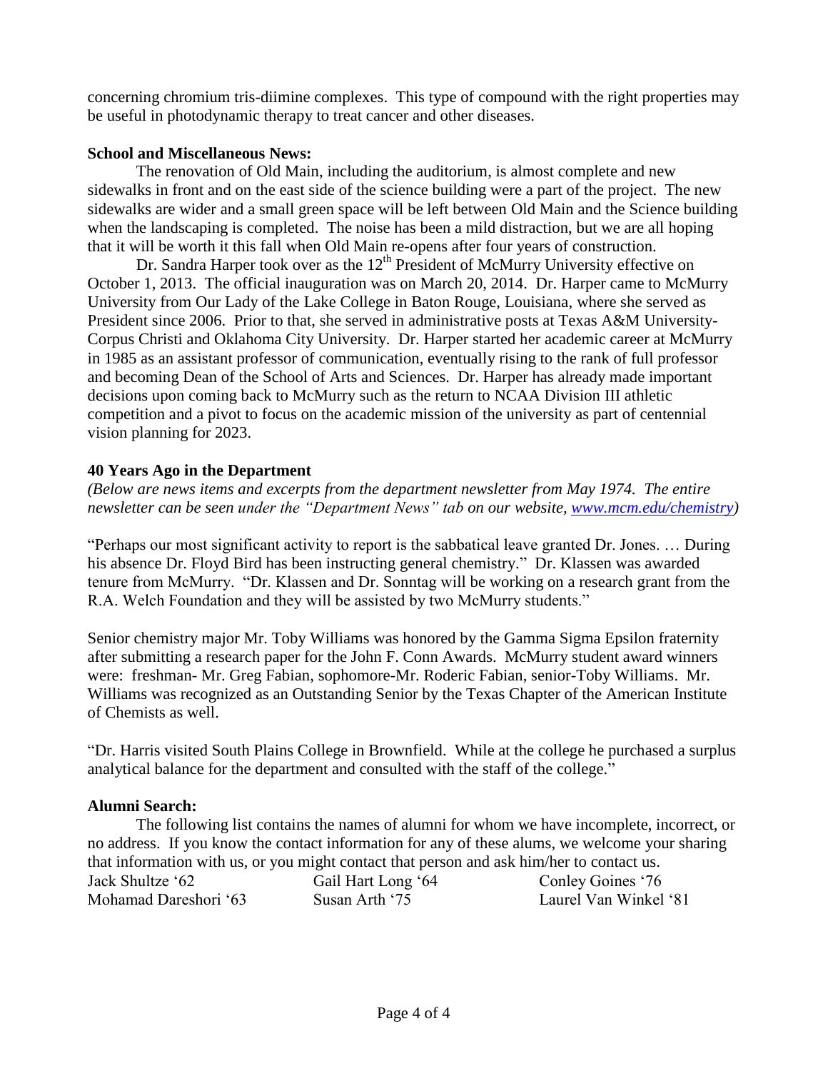concerning chromium tris-diimine complexes. This type of compound with the right properties may be useful in photodynamic therapy to treat cancer and other diseases.

**School and Miscellaneous News:**

The renovation of Old Main, including the auditorium, is almost complete and new sidewalks in front and on the east side of the science building were a part of the project. The new sidewalks are wider and a small green space will be left between Old Main and the Science building when the landscaping is completed. The noise has been a mild distraction, but we are all hoping that it will be worth it this fall when Old Main re-opens after four years of construction.

Dr. Sandra Harper took over as the 12th President of McMurry University effective on October 1, 2013. The official inauguration was on March 20, 2014. Dr. Harper came to McMurry University from Our Lady of the Lake College in Baton Rouge, Louisiana, where she served as President since 2006. Prior to that, she served in administrative posts at Texas A&M University-Corpus Christi and Oklahoma City University. Dr. Harper started her academic career at McMurry in 1985 as an assistant professor of communication, eventually rising to the rank of full professor and becoming Dean of the School of Arts and Sciences. Dr. Harper has already made important decisions upon coming back to McMurry such as the return to NCAA Division III athletic competition and a pivot to focus on the academic mission of the university as part of centennial vision planning for 2023.

**40 Years Ago in the Department**

*(Below are news items and excerpts from the department newsletter from May 1974. The entire newsletter can be seen under the "Department News" tab on our website, [www.mcm.edu/chemistry](http://www.mcm.edu/chemistry))*

"Perhaps our most significant activity to report is the sabbatical leave granted Dr. Jones. … During his absence Dr. Floyd Bird has been instructing general chemistry." Dr. Klassen was awarded tenure from McMurry. "Dr. Klassen and Dr. Sonntag will be working on a research grant from the R.A. Welch Foundation and they will be assisted by two McMurry students."

Senior chemistry major Mr. Toby Williams was honored by the Gamma Sigma Epsilon fraternity after submitting a research paper for the John F. Conn Awards. McMurry student award winners were: freshman- Mr. Greg Fabian, sophomore-Mr. Roderic Fabian, senior-Toby Williams. Mr. Williams was recognized as an Outstanding Senior by the Texas Chapter of the American Institute of Chemists as well.

"Dr. Harris visited South Plains College in Brownfield. While at the college he purchased a surplus analytical balance for the department and consulted with the staff of the college."

**Alumni Search:**

The following list contains the names of alumni for whom we have incomplete, incorrect, or no address. If you know the contact information for any of these alums, we welcome your sharing that information with us, or you might contact that person and ask him/her to contact us.

| | | |
|---|---|---|
| Jack Shultze '62 | Gail Hart Long '64 | Conley Goines '76 |
| Mohamad Dareshori '63 | Susan Arth '75 | Laurel Van Winkel '81 |